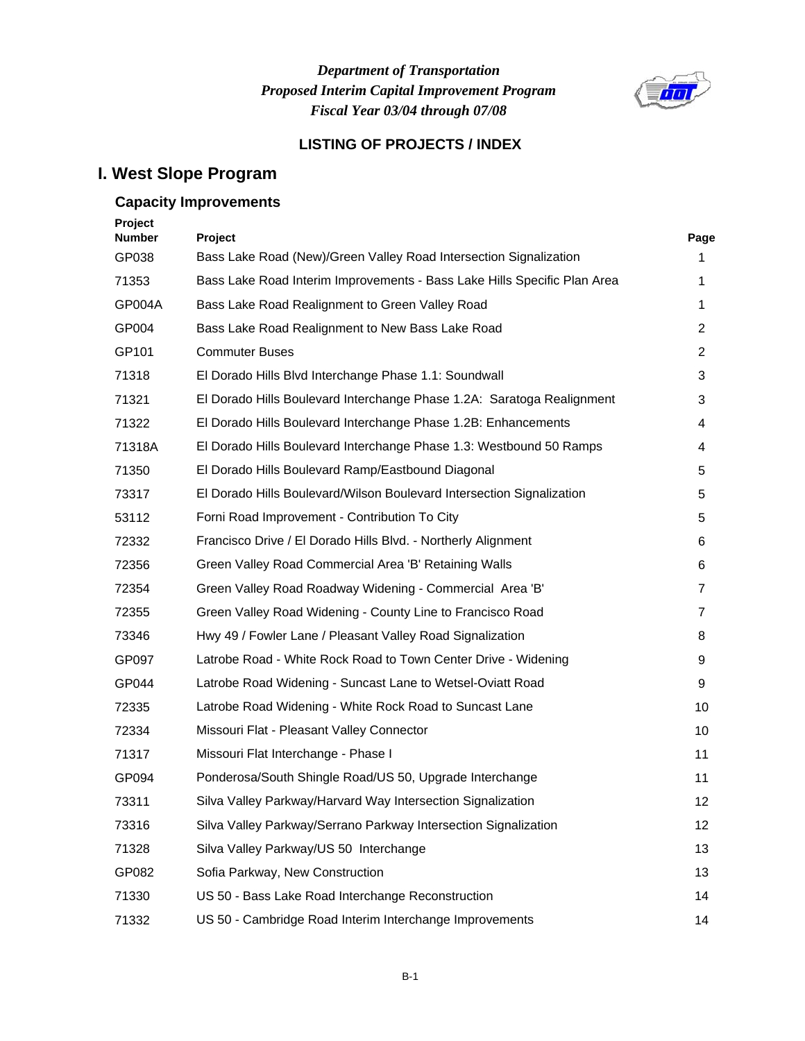*Department of Transportation*
*Proposed Interim Capital Improvement Program*
*Fiscal Year 03/04 through 07/08*

**LISTING OF PROJECTS / INDEX**

# I. West Slope Program

## Capacity Improvements

| Project Number | Project | Page |
|---|---|---|
| GP038 | Bass Lake Road (New)/Green Valley Road Intersection Signalization | 1 |
| 71353 | Bass Lake Road Interim Improvements - Bass Lake Hills Specific Plan Area | 1 |
| GP004A | Bass Lake Road Realignment to Green Valley Road | 1 |
| GP004 | Bass Lake Road Realignment to New Bass Lake Road | 2 |
| GP101 | Commuter Buses | 2 |
| 71318 | El Dorado Hills Blvd Interchange Phase 1.1: Soundwall | 3 |
| 71321 | El Dorado Hills Boulevard Interchange Phase 1.2A: Saratoga Realignment | 3 |
| 71322 | El Dorado Hills Boulevard Interchange Phase 1.2B: Enhancements | 4 |
| 71318A | El Dorado Hills Boulevard Interchange Phase 1.3: Westbound 50 Ramps | 4 |
| 71350 | El Dorado Hills Boulevard Ramp/Eastbound Diagonal | 5 |
| 73317 | El Dorado Hills Boulevard/Wilson Boulevard Intersection Signalization | 5 |
| 53112 | Forni Road Improvement - Contribution To City | 5 |
| 72332 | Francisco Drive / El Dorado Hills Blvd. - Northerly Alignment | 6 |
| 72356 | Green Valley Road Commercial Area 'B' Retaining Walls | 6 |
| 72354 | Green Valley Road Roadway Widening - Commercial Area 'B' | 7 |
| 72355 | Green Valley Road Widening - County Line to Francisco Road | 7 |
| 73346 | Hwy 49 / Fowler Lane / Pleasant Valley Road Signalization | 8 |
| GP097 | Latrobe Road - White Rock Road to Town Center Drive - Widening | 9 |
| GP044 | Latrobe Road Widening - Suncast Lane to Wetsel-Oviatt Road | 9 |
| 72335 | Latrobe Road Widening - White Rock Road to Suncast Lane | 10 |
| 72334 | Missouri Flat - Pleasant Valley Connector | 10 |
| 71317 | Missouri Flat Interchange - Phase I | 11 |
| GP094 | Ponderosa/South Shingle Road/US 50, Upgrade Interchange | 11 |
| 73311 | Silva Valley Parkway/Harvard Way Intersection Signalization | 12 |
| 73316 | Silva Valley Parkway/Serrano Parkway Intersection Signalization | 12 |
| 71328 | Silva Valley Parkway/US 50 Interchange | 13 |
| GP082 | Sofia Parkway, New Construction | 13 |
| 71330 | US 50 - Bass Lake Road Interchange Reconstruction | 14 |
| 71332 | US 50 - Cambridge Road Interim Interchange Improvements | 14 |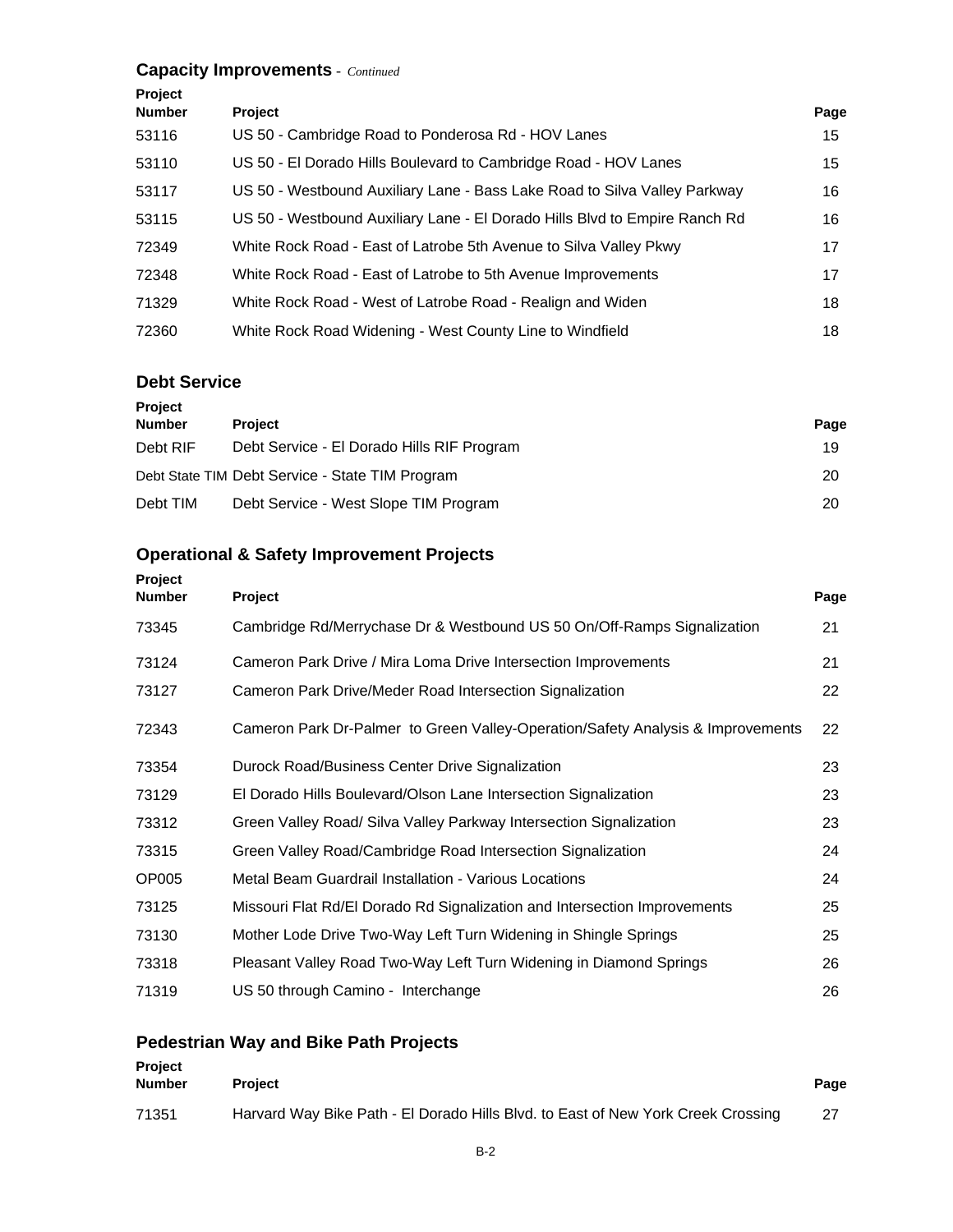## Capacity Improvements - *Continued*

| Project Number | Project | Page |
|---|---|---|
| 53116 | US 50 - Cambridge Road to Ponderosa Rd - HOV Lanes | 15 |
| 53110 | US 50 - El Dorado Hills Boulevard to Cambridge Road - HOV Lanes | 15 |
| 53117 | US 50 - Westbound Auxiliary Lane - Bass Lake Road to Silva Valley Parkway | 16 |
| 53115 | US 50 - Westbound Auxiliary Lane - El Dorado Hills Blvd to Empire Ranch Rd | 16 |
| 72349 | White Rock Road - East of Latrobe 5th Avenue to Silva Valley Pkwy | 17 |
| 72348 | White Rock Road - East of Latrobe to 5th Avenue Improvements | 17 |
| 71329 | White Rock Road - West of Latrobe Road - Realign and Widen | 18 |
| 72360 | White Rock Road Widening - West County Line to Windfield | 18 |

## Debt Service

| Project Number | Project | Page |
|---|---|---|
| Debt RIF | Debt Service - El Dorado Hills RIF Program | 19 |
| Debt State TIM | Debt Service - State TIM Program | 20 |
| Debt TIM | Debt Service - West Slope TIM Program | 20 |

## Operational & Safety Improvement Projects

| Project Number | Project | Page |
|---|---|---|
| 73345 | Cambridge Rd/Merrychase Dr & Westbound US 50 On/Off-Ramps Signalization | 21 |
| 73124 | Cameron Park Drive / Mira Loma Drive Intersection Improvements | 21 |
| 73127 | Cameron Park Drive/Meder Road Intersection Signalization | 22 |
| 72343 | Cameron Park Dr-Palmer to Green Valley-Operation/Safety Analysis & Improvements | 22 |
| 73354 | Durock Road/Business Center Drive Signalization | 23 |
| 73129 | El Dorado Hills Boulevard/Olson Lane Intersection Signalization | 23 |
| 73312 | Green Valley Road/ Silva Valley Parkway Intersection Signalization | 23 |
| 73315 | Green Valley Road/Cambridge Road Intersection Signalization | 24 |
| OP005 | Metal Beam Guardrail Installation - Various Locations | 24 |
| 73125 | Missouri Flat Rd/El Dorado Rd Signalization and Intersection Improvements | 25 |
| 73130 | Mother Lode Drive Two-Way Left Turn Widening in Shingle Springs | 25 |
| 73318 | Pleasant Valley Road Two-Way Left Turn Widening in Diamond Springs | 26 |
| 71319 | US 50 through Camino - Interchange | 26 |

## Pedestrian Way and Bike Path Projects

| Project Number | Project | Page |
|---|---|---|
| 71351 | Harvard Way Bike Path - El Dorado Hills Blvd. to East of New York Creek Crossing | 27 |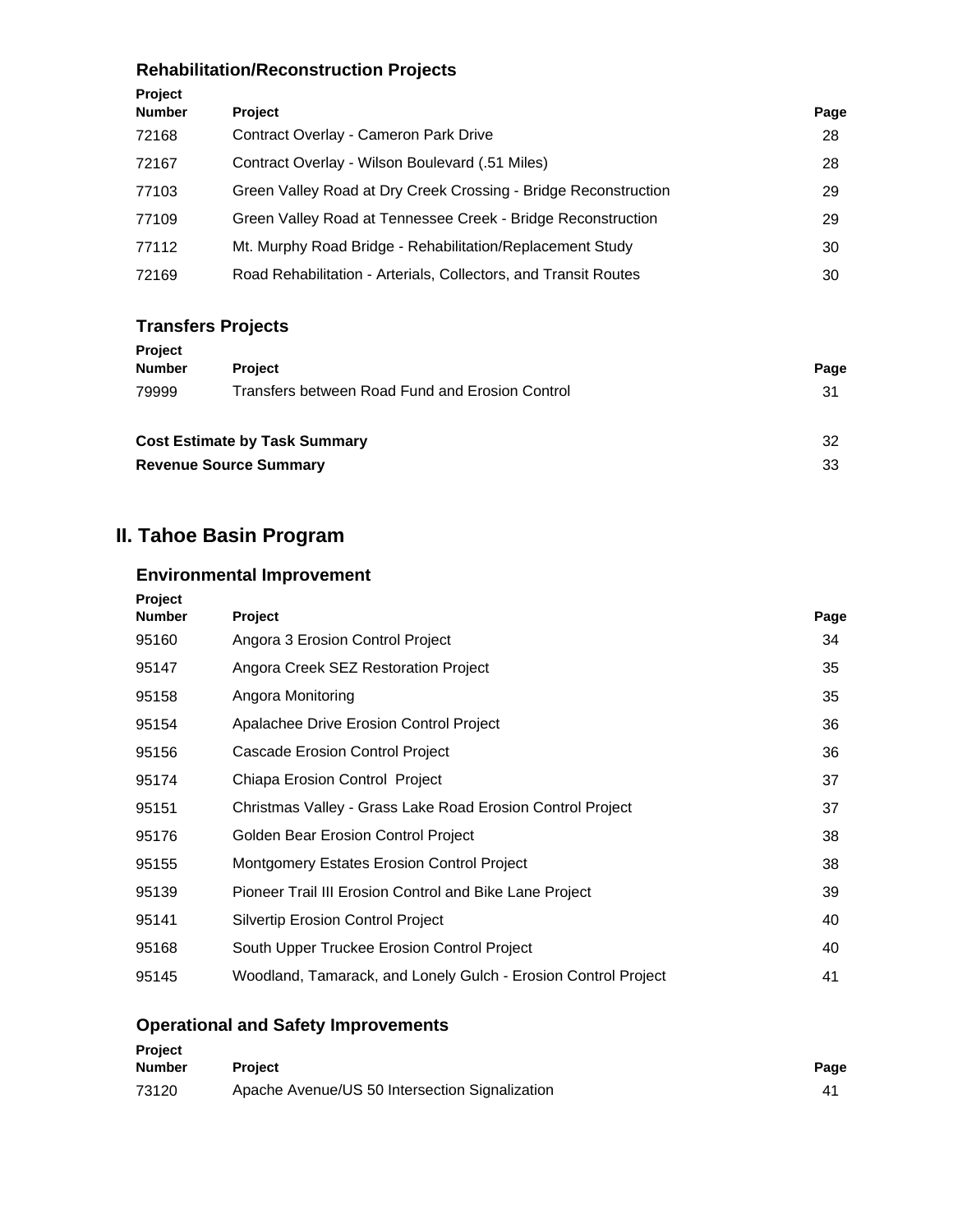### Rehabilitation/Reconstruction Projects

| Project Number | Project | Page |
|---|---|---|
| 72168 | Contract Overlay - Cameron Park Drive | 28 |
| 72167 | Contract Overlay - Wilson Boulevard (.51 Miles) | 28 |
| 77103 | Green Valley Road at Dry Creek Crossing - Bridge Reconstruction | 29 |
| 77109 | Green Valley Road at Tennessee Creek - Bridge Reconstruction | 29 |
| 77112 | Mt. Murphy Road Bridge - Rehabilitation/Replacement Study | 30 |
| 72169 | Road Rehabilitation - Arterials, Collectors, and Transit Routes | 30 |

### Transfers Projects

| Project Number | Project | Page |
|---|---|---|
| 79999 | Transfers between Road Fund and Erosion Control | 31 |

**Cost Estimate by Task Summary** 32

**Revenue Source Summary** 33

## II. Tahoe Basin Program

### Environmental Improvement

| Project Number | Project | Page |
|---|---|---|
| 95160 | Angora 3 Erosion Control Project | 34 |
| 95147 | Angora Creek SEZ Restoration Project | 35 |
| 95158 | Angora Monitoring | 35 |
| 95154 | Apalachee Drive Erosion Control Project | 36 |
| 95156 | Cascade Erosion Control Project | 36 |
| 95174 | Chiapa Erosion Control Project | 37 |
| 95151 | Christmas Valley - Grass Lake Road Erosion Control Project | 37 |
| 95176 | Golden Bear Erosion Control Project | 38 |
| 95155 | Montgomery Estates Erosion Control Project | 38 |
| 95139 | Pioneer Trail III Erosion Control and Bike Lane Project | 39 |
| 95141 | Silvertip Erosion Control Project | 40 |
| 95168 | South Upper Truckee Erosion Control Project | 40 |
| 95145 | Woodland, Tamarack, and Lonely Gulch - Erosion Control Project | 41 |

### Operational and Safety Improvements

| Project Number | Project | Page |
|---|---|---|
| 73120 | Apache Avenue/US 50 Intersection Signalization | 41 |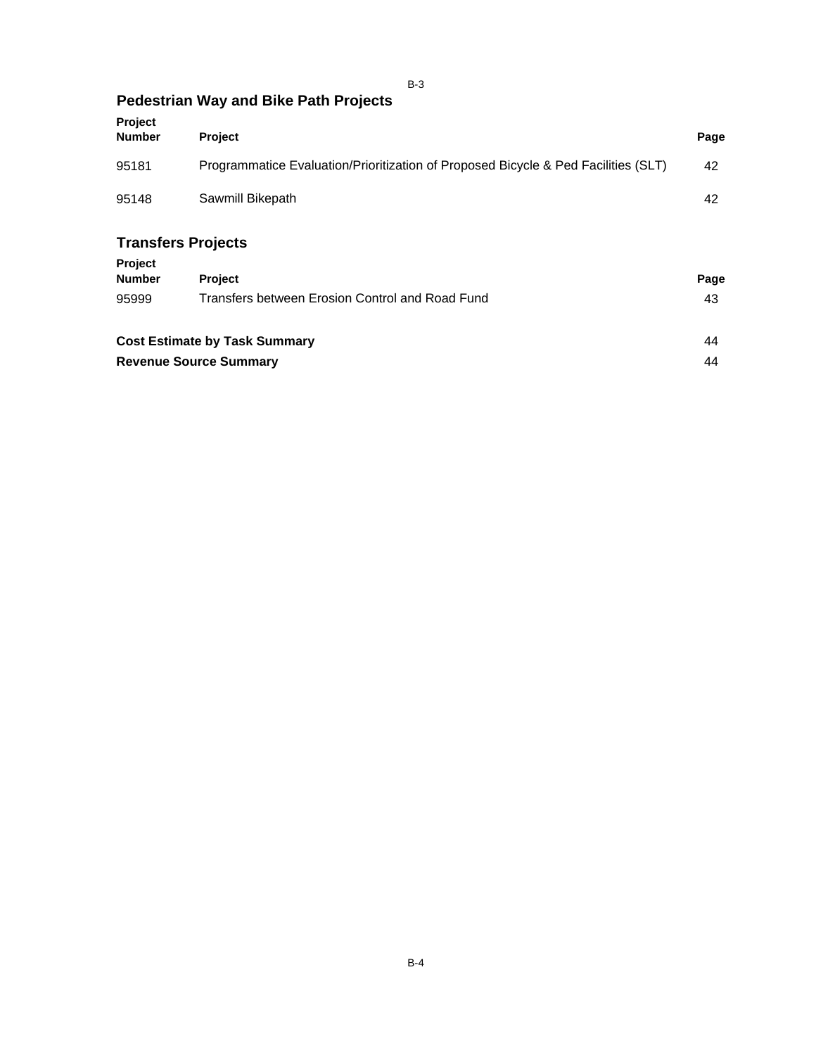## Pedestrian Way and Bike Path Projects

| Project Number | Project | Page |
|---|---|---|
| 95181 | Programmatice Evaluation/Prioritization of Proposed Bicycle & Ped Facilities (SLT) | 42 |
| 95148 | Sawmill Bikepath | 42 |

## Transfers Projects

| Project Number | Project | Page |
|---|---|---|
| 95999 | Transfers between Erosion Control and Road Fund | 43 |

| | |
|---|---|
| **Cost Estimate by Task Summary** | 44 |
| **Revenue Source Summary** | 44 |